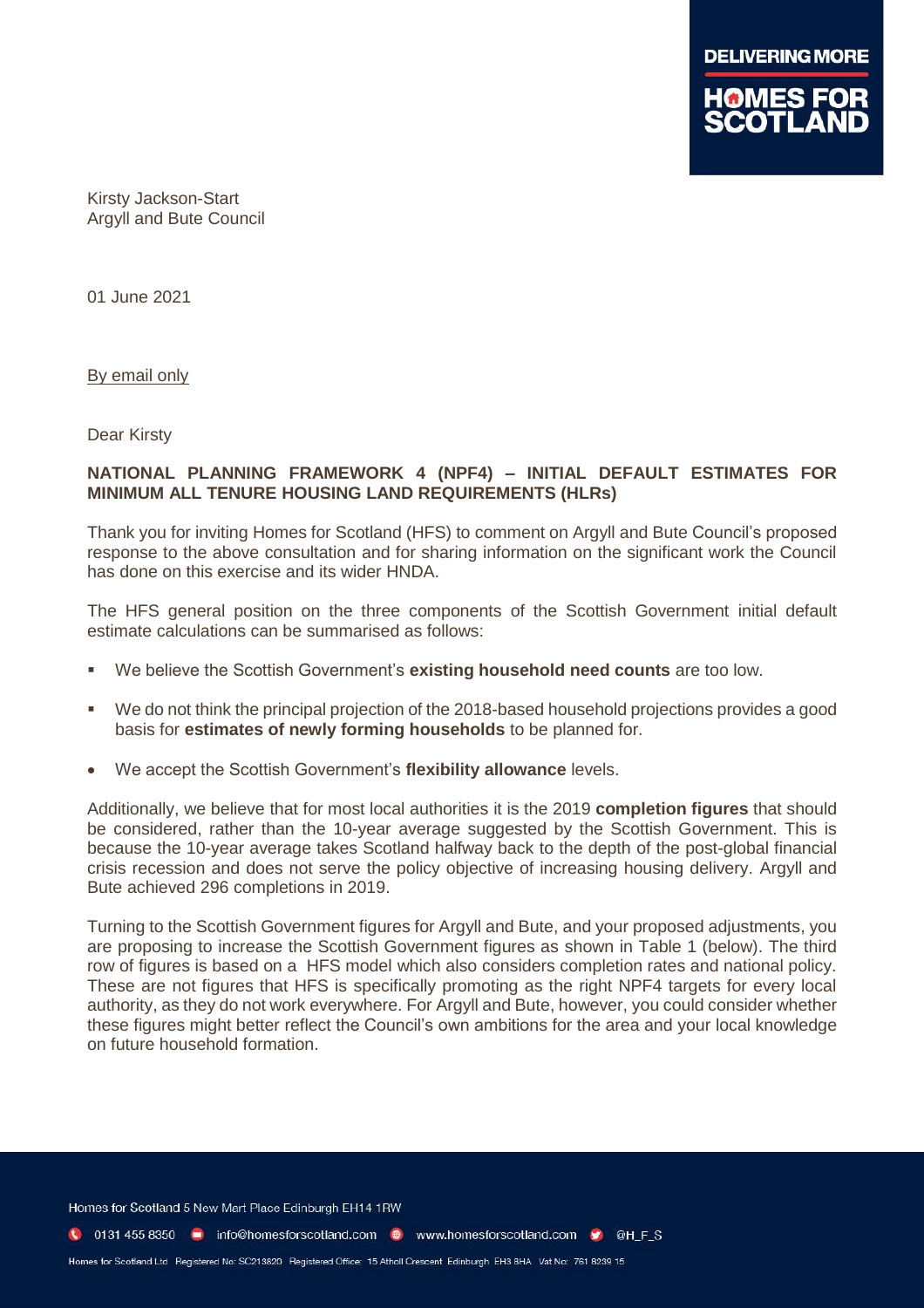Kirsty Jackson-Start
Argyll and Bute Council

01 June 2021

By email only

Dear Kirsty

**NATIONAL PLANNING FRAMEWORK 4 (NPF4) – INITIAL DEFAULT ESTIMATES FOR MINIMUM ALL TENURE HOUSING LAND REQUIREMENTS (HLRs)**

Thank you for inviting Homes for Scotland (HFS) to comment on Argyll and Bute Council's proposed response to the above consultation and for sharing information on the significant work the Council has done on this exercise and its wider HNDA.

The HFS general position on the three components of the Scottish Government initial default estimate calculations can be summarised as follows:

- We believe the Scottish Government's **existing household need counts** are too low.
- We do not think the principal projection of the 2018-based household projections provides a good basis for **estimates of newly forming households** to be planned for.
- We accept the Scottish Government's **flexibility allowance** levels.

Additionally, we believe that for most local authorities it is the 2019 **completion figures** that should be considered, rather than the 10-year average suggested by the Scottish Government. This is because the 10-year average takes Scotland halfway back to the depth of the post-global financial crisis recession and does not serve the policy objective of increasing housing delivery. Argyll and Bute achieved 296 completions in 2019.

Turning to the Scottish Government figures for Argyll and Bute, and your proposed adjustments, you are proposing to increase the Scottish Government figures as shown in Table 1 (below). The third row of figures is based on a HFS model which also considers completion rates and national policy. These are not figures that HFS is specifically promoting as the right NPF4 targets for every local authority, as they do not work everywhere. For Argyll and Bute, however, you could consider whether these figures might better reflect the Council's own ambitions for the area and your local knowledge on future household formation.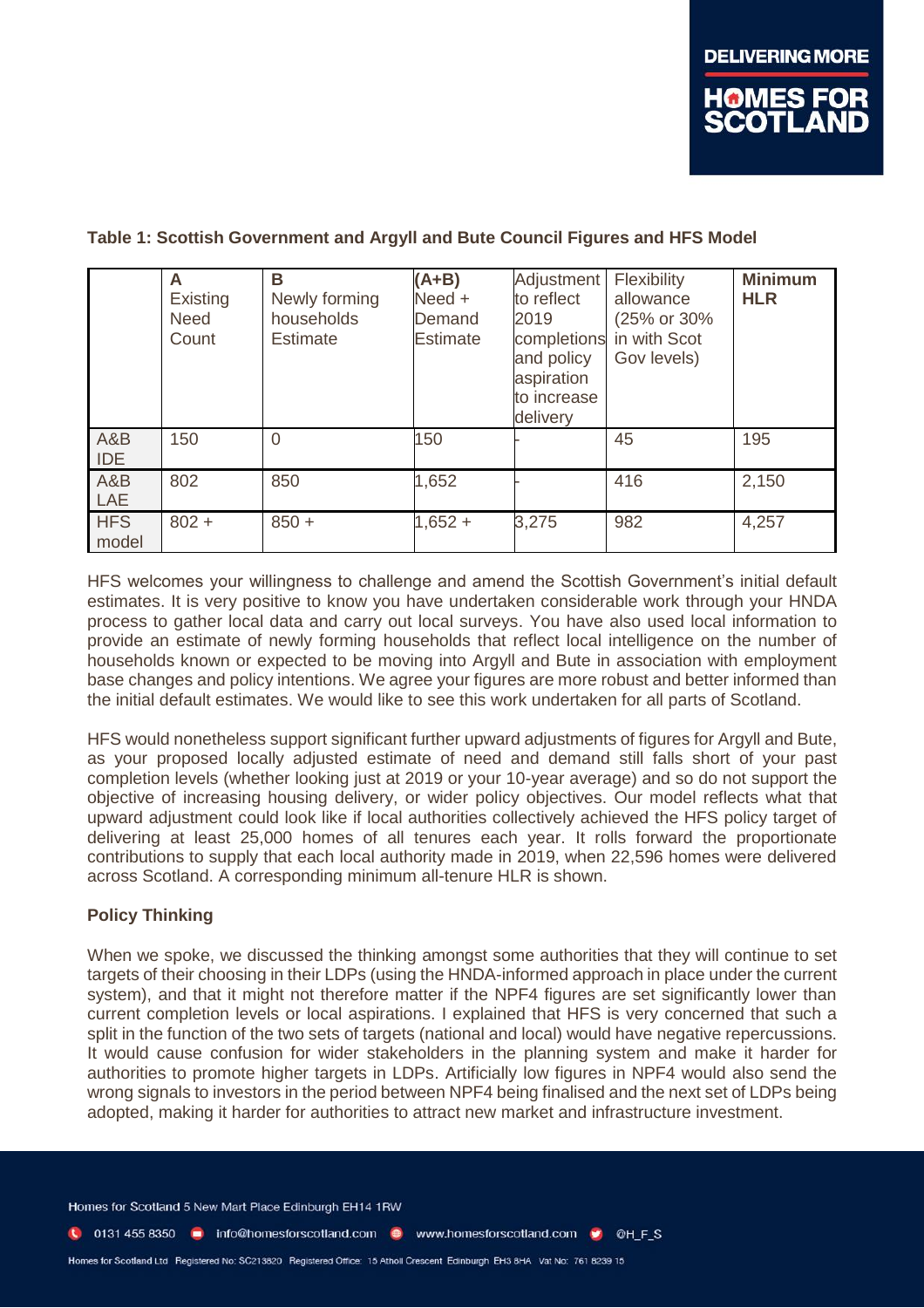**Table 1: Scottish Government and Argyll and Bute Council Figures and HFS Model**

| | A Existing Need Count | B Newly forming households Estimate | (A+B) Need + Demand Estimate | Adjustment to reflect 2019 completions and policy aspiration to increase delivery | Flexibility allowance (25% or 30% in with Scot Gov levels) | **Minimum HLR** |
|---|---|---|---|---|---|---|
| A&B IDE | 150 | 0 | 150 | - | 45 | 195 |
| A&B LAE | 802 | 850 | 1,652 | - | 416 | 2,150 |
| HFS model | 802 + | 850 + | 1,652 + | 3,275 | 982 | 4,257 |

HFS welcomes your willingness to challenge and amend the Scottish Government's initial default estimates. It is very positive to know you have undertaken considerable work through your HNDA process to gather local data and carry out local surveys. You have also used local information to provide an estimate of newly forming households that reflect local intelligence on the number of households known or expected to be moving into Argyll and Bute in association with employment base changes and policy intentions. We agree your figures are more robust and better informed than the initial default estimates. We would like to see this work undertaken for all parts of Scotland.

HFS would nonetheless support significant further upward adjustments of figures for Argyll and Bute, as your proposed locally adjusted estimate of need and demand still falls short of your past completion levels (whether looking just at 2019 or your 10-year average) and so do not support the objective of increasing housing delivery, or wider policy objectives. Our model reflects what that upward adjustment could look like if local authorities collectively achieved the HFS policy target of delivering at least 25,000 homes of all tenures each year. It rolls forward the proportionate contributions to supply that each local authority made in 2019, when 22,596 homes were delivered across Scotland. A corresponding minimum all-tenure HLR is shown.

**Policy Thinking**

When we spoke, we discussed the thinking amongst some authorities that they will continue to set targets of their choosing in their LDPs (using the HNDA-informed approach in place under the current system), and that it might not therefore matter if the NPF4 figures are set significantly lower than current completion levels or local aspirations. I explained that HFS is very concerned that such a split in the function of the two sets of targets (national and local) would have negative repercussions. It would cause confusion for wider stakeholders in the planning system and make it harder for authorities to promote higher targets in LDPs. Artificially low figures in NPF4 would also send the wrong signals to investors in the period between NPF4 being finalised and the next set of LDPs being adopted, making it harder for authorities to attract new market and infrastructure investment.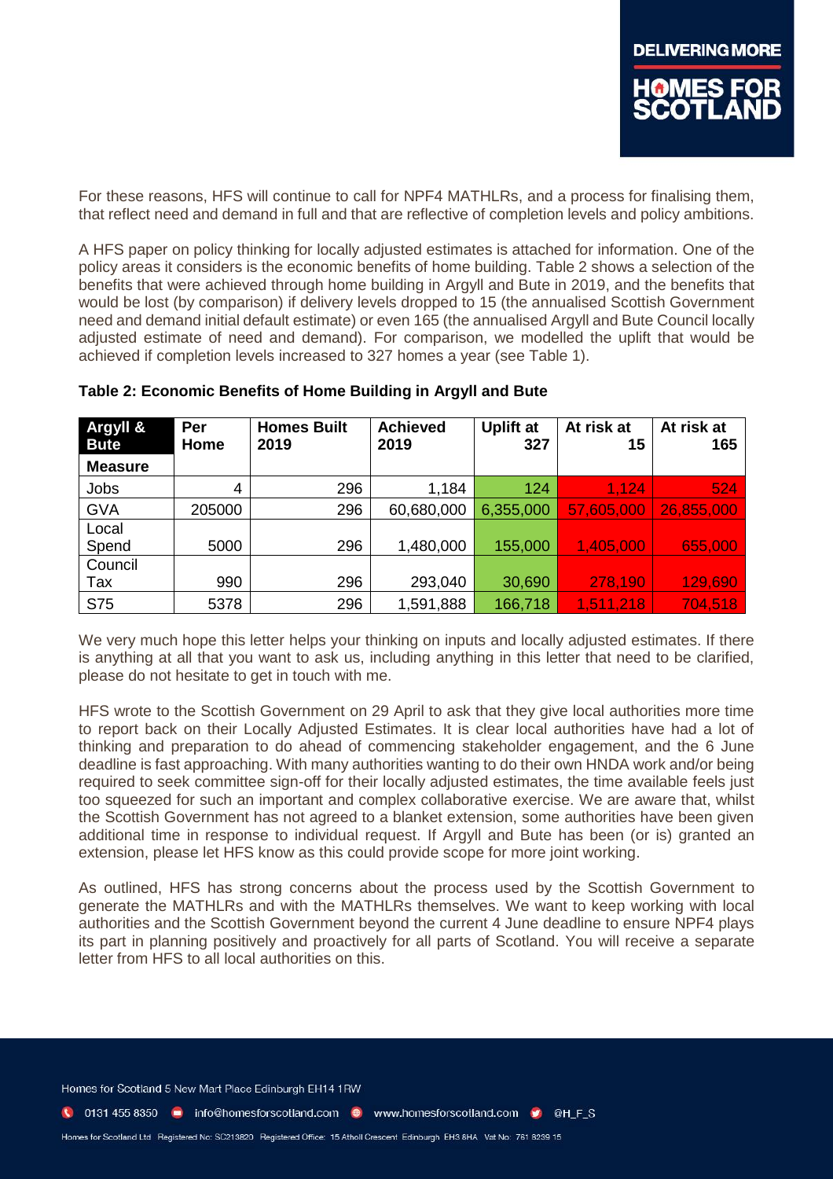For these reasons, HFS will continue to call for NPF4 MATHLRs, and a process for finalising them, that reflect need and demand in full and that are reflective of completion levels and policy ambitions.

A HFS paper on policy thinking for locally adjusted estimates is attached for information. One of the policy areas it considers is the economic benefits of home building. Table 2 shows a selection of the benefits that were achieved through home building in Argyll and Bute in 2019, and the benefits that would be lost (by comparison) if delivery levels dropped to 15 (the annualised Scottish Government need and demand initial default estimate) or even 165 (the annualised Argyll and Bute Council locally adjusted estimate of need and demand). For comparison, we modelled the uplift that would be achieved if completion levels increased to 327 homes a year (see Table 1).

**Table 2: Economic Benefits of Home Building in Argyll and Bute**

| Argyll & Bute<br>Measure | Per Home | Homes Built 2019 | Achieved 2019 | Uplift at 327 | At risk at 15 | At risk at 165 |
|---|---|---|---|---|---|---|
| Jobs | 4 | 296 | 1,184 | 124 | 1,124 | 524 |
| GVA | 205000 | 296 | 60,680,000 | 6,355,000 | 57,605,000 | 26,855,000 |
| Local Spend | 5000 | 296 | 1,480,000 | 155,000 | 1,405,000 | 655,000 |
| Council Tax | 990 | 296 | 293,040 | 30,690 | 278,190 | 129,690 |
| S75 | 5378 | 296 | 1,591,888 | 166,718 | 1,511,218 | 704,518 |

We very much hope this letter helps your thinking on inputs and locally adjusted estimates. If there is anything at all that you want to ask us, including anything in this letter that need to be clarified, please do not hesitate to get in touch with me.

HFS wrote to the Scottish Government on 29 April to ask that they give local authorities more time to report back on their Locally Adjusted Estimates. It is clear local authorities have had a lot of thinking and preparation to do ahead of commencing stakeholder engagement, and the 6 June deadline is fast approaching. With many authorities wanting to do their own HNDA work and/or being required to seek committee sign-off for their locally adjusted estimates, the time available feels just too squeezed for such an important and complex collaborative exercise. We are aware that, whilst the Scottish Government has not agreed to a blanket extension, some authorities have been given additional time in response to individual request. If Argyll and Bute has been (or is) granted an extension, please let HFS know as this could provide scope for more joint working.

As outlined, HFS has strong concerns about the process used by the Scottish Government to generate the MATHLRs and with the MATHLRs themselves. We want to keep working with local authorities and the Scottish Government beyond the current 4 June deadline to ensure NPF4 plays its part in planning positively and proactively for all parts of Scotland. You will receive a separate letter from HFS to all local authorities on this.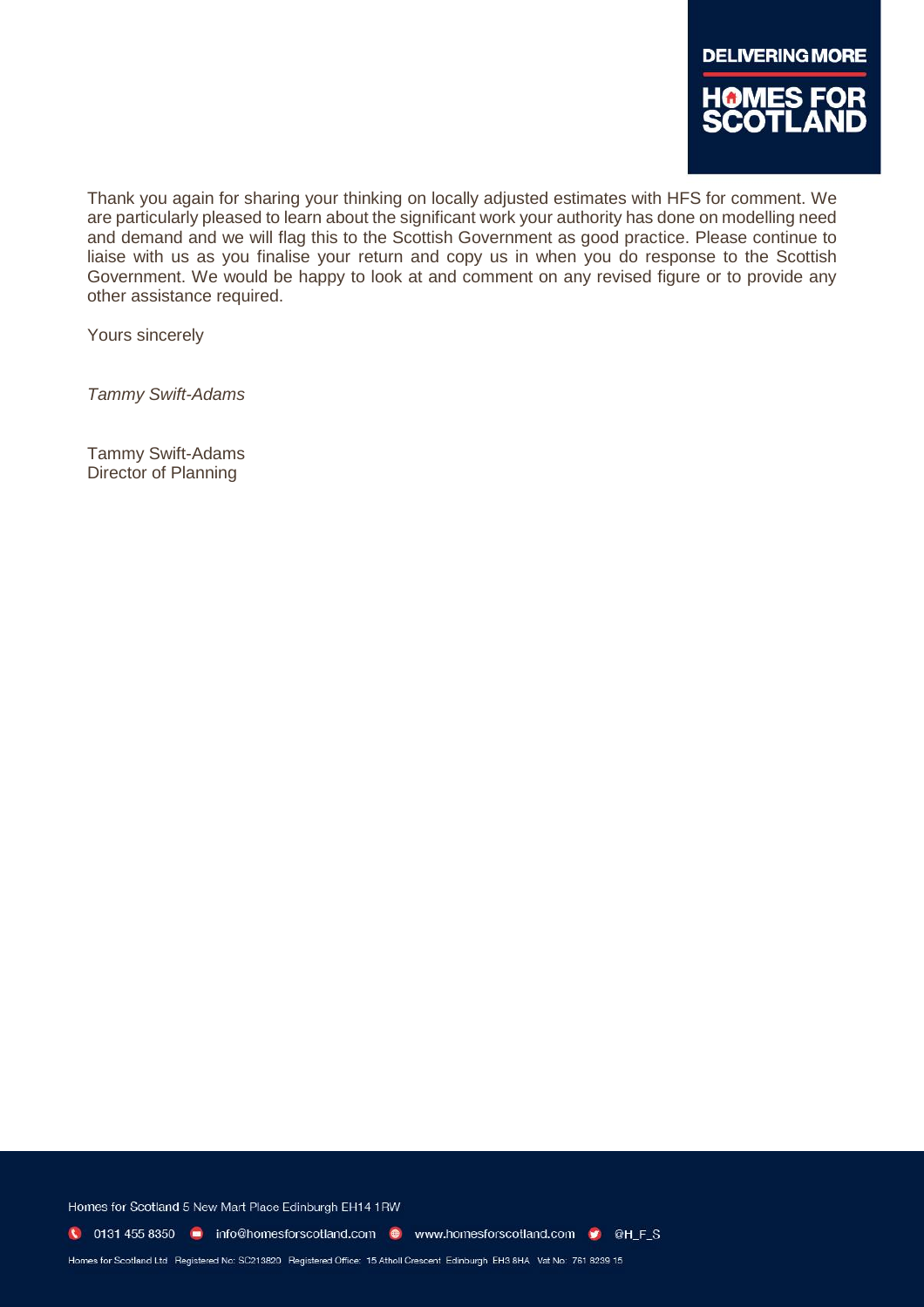Thank you again for sharing your thinking on locally adjusted estimates with HFS for comment. We are particularly pleased to learn about the significant work your authority has done on modelling need and demand and we will flag this to the Scottish Government as good practice. Please continue to liaise with us as you finalise your return and copy us in when you do response to the Scottish Government. We would be happy to look at and comment on any revised figure or to provide any other assistance required.

Yours sincerely

*Tammy Swift-Adams*

Tammy Swift-Adams
Director of Planning